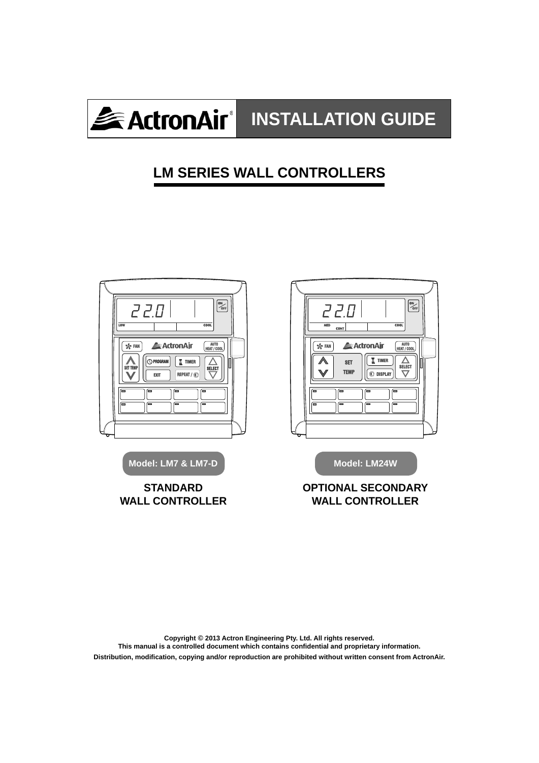ActronAir®

# INSTALLATION GUIDE

## LM SERIES WALL CONTROLLERS

**Model: LM7 & LM7-D**

**STANDARD WALL CONTROLLER**

**Model: LM24W**

**OPTIONAL SECONDARY WALL CONTROLLER**

**Copyright © 2013 Actron Engineering Pty. Ltd. All rights reserved.**
**This manual is a controlled document which contains confidential and proprietary information.**
**Distribution, modification, copying and/or reproduction are prohibited without written consent from ActronAir.**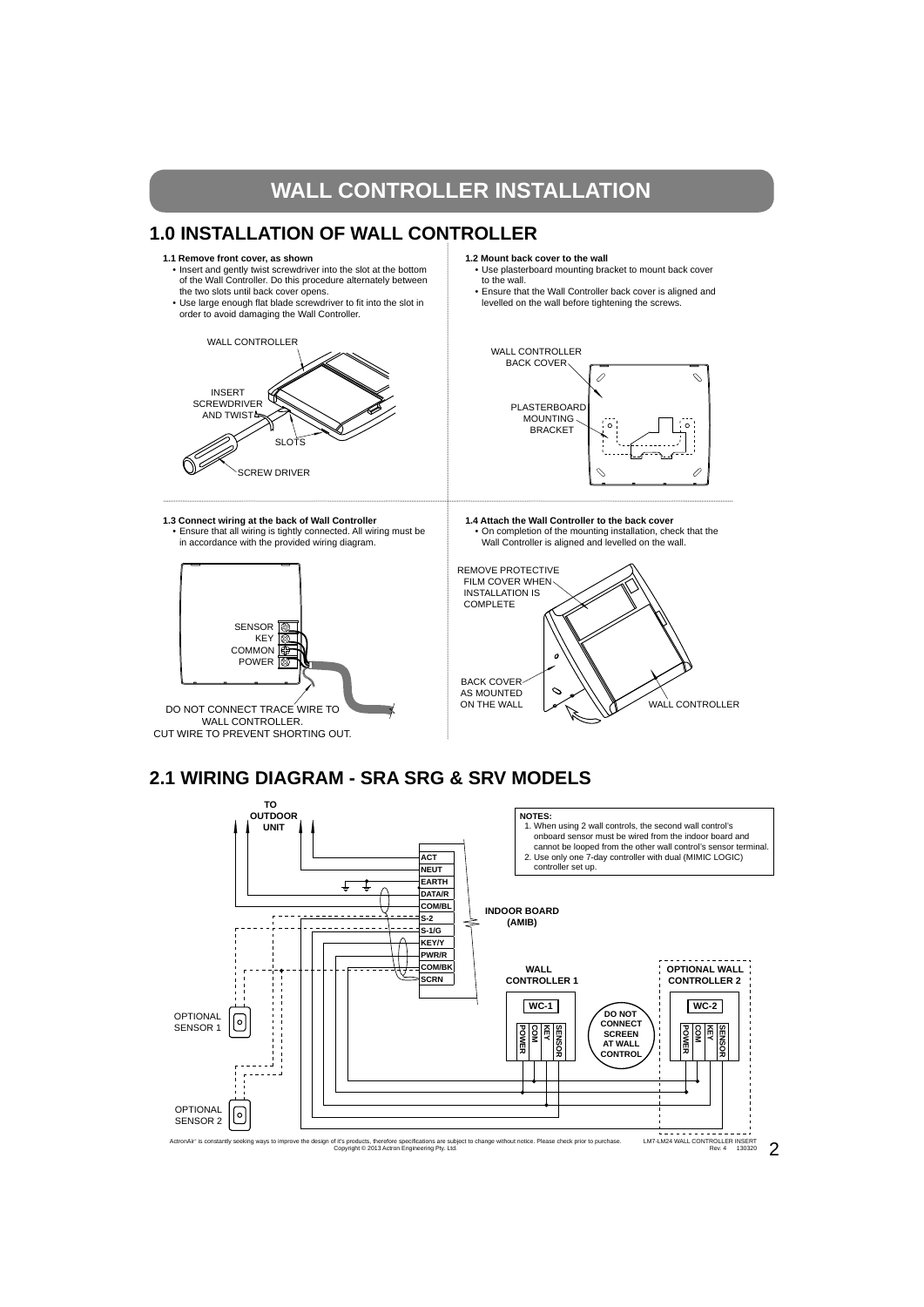# WALL CONTROLLER INSTALLATION

## 1.0 INSTALLATION OF WALL CONTROLLER

**1.1 Remove front cover, as shown**

- Insert and gently twist screwdriver into the slot at the bottom of the Wall Controller. Do this procedure alternately between the two slots until back cover opens.
- Use large enough flat blade screwdriver to fit into the slot in order to avoid damaging the Wall Controller.

WALL CONTROLLER

INSERT SCREWDRIVER AND TWIST

SLOTS

SCREW DRIVER

**1.2 Mount back cover to the wall**

- Use plasterboard mounting bracket to mount back cover to the wall.
- Ensure that the Wall Controller back cover is aligned and levelled on the wall before tightening the screws.

WALL CONTROLLER BACK COVER

PLASTERBOARD MOUNTING BRACKET

**1.3 Connect wiring at the back of Wall Controller**

- Ensure that all wiring is tightly connected. All wiring must be in accordance with the provided wiring diagram.

SENSOR
KEY
COMMON
POWER

DO NOT CONNECT TRACE WIRE TO WALL CONTROLLER.
CUT WIRE TO PREVENT SHORTING OUT.

**1.4 Attach the Wall Controller to the back cover**

- On completion of the mounting installation, check that the Wall Controller is aligned and levelled on the wall.

REMOVE PROTECTIVE FILM COVER WHEN INSTALLATION IS COMPLETE

BACK COVER AS MOUNTED ON THE WALL

WALL CONTROLLER

## 2.1 WIRING DIAGRAM - SRA SRG & SRV MODELS

TO OUTDOOR UNIT

**NOTES:**

1. When using 2 wall controls, the second wall control's onboard sensor must be wired from the indoor board and cannot be looped from the other wall control's sensor terminal.
2. Use only one 7-day controller with dual (MIMIC LOGIC) controller set up.

**INDOOR BOARD (AMIB)**: ACT, NEUT, EARTH, DATA/R, COM/BL, S-2, S-1/G, KEY/Y, PWR/R, COM/BK, SCRN

**WALL CONTROLLER 1** — WC-1: POWER, COM, KEY, SENSOR

**DO NOT CONNECT SCREEN AT WALL CONTROL**

**OPTIONAL WALL CONTROLLER 2** — WC-2: POWER, COM, KEY, SENSOR

OPTIONAL SENSOR 1

OPTIONAL SENSOR 2

ActronAir® is constantly seeking ways to improve the design of it's products, therefore specifications are subject to change without notice. Please check prior to purchase.
Copyright © 2013 Actron Engineering Pty. Ltd.

LM7-LM24 WALL CONTROLLER INSERT Rev. 4 130320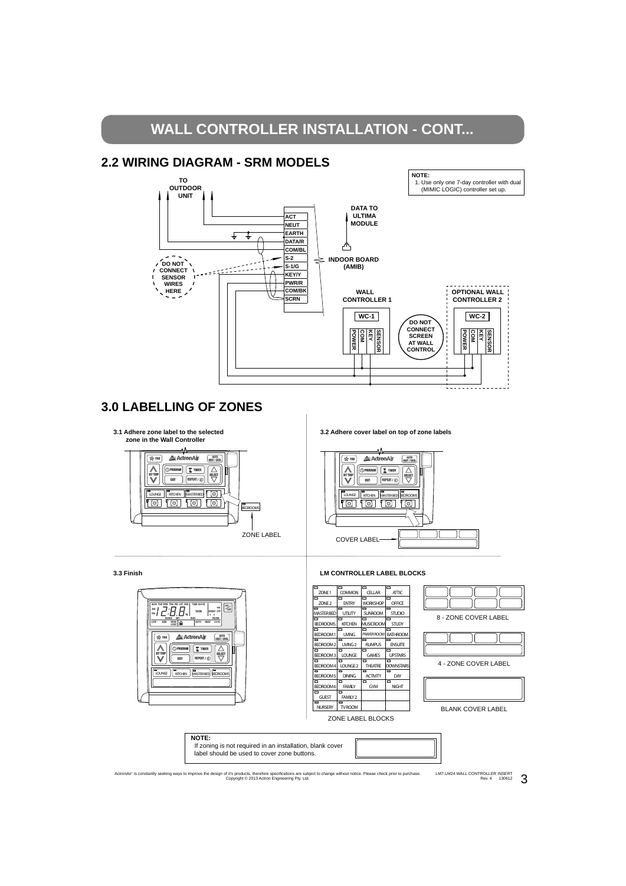# WALL CONTROLLER INSTALLATION - CONT...

## 2.2 WIRING DIAGRAM - SRM MODELS

**NOTE:**
1. Use only one 7-day controller with dual (MIMIC LOGIC) controller set up.

TO OUTDOOR UNIT

DATA TO ULTIMA MODULE

ACT
NEUT
EARTH
DATA/R
COM/BL
S-2
S-1/G
KEY/Y
PWR/R
COM/BK
SCRN

INDOOR BOARD (AMIB)

DO NOT CONNECT SENSOR WIRES HERE

WALL CONTROLLER 1

WC-1

POWER COM KEY SENSOR

DO NOT CONNECT SCREEN AT WALL CONTROL

OPTIONAL WALL CONTROLLER 2

WC-2

POWER COM KEY SENSOR

## 3.0 LABELLING OF ZONES

**3.1 Adhere zone label to the selected zone in the Wall Controller**

ZONE LABEL

**3.2 Adhere cover label on top of zone labels**

COVER LABEL

**3.3 Finish**

**LM CONTROLLER LABEL BLOCKS**

| | | | |
|---|---|---|---|
| ZONE 1 | COMMON | CELLAR | ATTIC |
| ZONE 2 | ENTRY | WORKSHOP | OFFICE |
| MASTER BED | UTILITY | SUNROOM | STUDIO |
| BEDROOMS | KITCHEN | MUSICROOM | STUDY |
| BEDROOM 1 | LIVING | PRAYER ROOM | BATHROOM |
| BEDROOM 2 | LIVING 2 | RUMPUS | ENSUITE |
| BEDROOM 3 | LOUNGE | GAMES | UPSTAIRS |
| BEDROOM 4 | LOUNGE 2 | THEATRE | DOWNSTAIRS |
| BEDROOM 5 | DINING | ACTIVITY | DAY |
| BEDROOM 6 | FAMILY | GYM | NIGHT |
| GUEST | FAMILY 2 | | |
| NURSERY | TV ROOM | | |

ZONE LABEL BLOCKS

8 - ZONE COVER LABEL

4 - ZONE COVER LABEL

BLANK COVER LABEL

**NOTE:**
If zoning is not required in an installation, blank cover label should be used to cover zone buttons.

ActronAir® is constantly seeking ways to improve the design of it's products, therefore specifications are subject to change without notice. Please check prior to purchase.
Copyright © 2013 Actron Engineering Pty. Ltd.

LM7-LM24 WALL CONTROLLER INSERT
Rev. 4 130612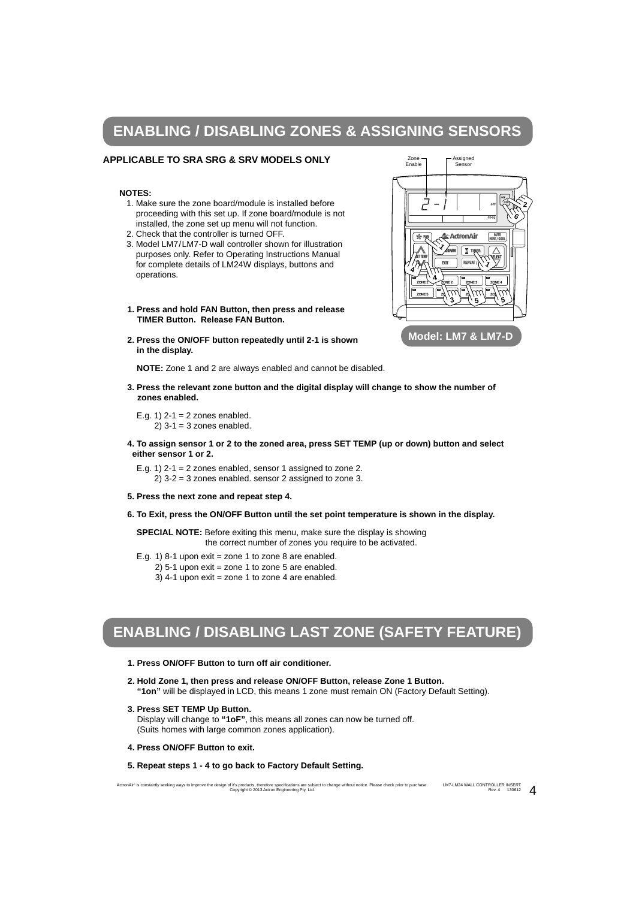## ENABLING / DISABLING ZONES & ASSIGNING SENSORS

**APPLICABLE TO SRA SRG & SRV MODELS ONLY**

Zone Enable

Assigned Sensor

Model: LM7 & LM7-D

**NOTES:**

1. Make sure the zone board/module is installed before proceeding with this set up. If zone board/module is not installed, the zone set up menu will not function.
2. Check that the controller is turned OFF.
3. Model LM7/LM7-D wall controller shown for illustration purposes only. Refer to Operating Instructions Manual for complete details of LM24W displays, buttons and operations.

**1. Press and hold FAN Button, then press and release TIMER Button. Release FAN Button.**

**2. Press the ON/OFF button repeatedly until 2-1 is shown in the display.**

**NOTE:** Zone 1 and 2 are always enabled and cannot be disabled.

**3. Press the relevant zone button and the digital display will change to show the number of zones enabled.**

E.g. 1) 2-1 = 2 zones enabled.
2) 3-1 = 3 zones enabled.

**4. To assign sensor 1 or 2 to the zoned area, press SET TEMP (up or down) button and select either sensor 1 or 2.**

E.g. 1) 2-1 = 2 zones enabled, sensor 1 assigned to zone 2.
2) 3-2 = 3 zones enabled. sensor 2 assigned to zone 3.

**5. Press the next zone and repeat step 4.**

**6. To Exit, press the ON/OFF Button until the set point temperature is shown in the display.**

**SPECIAL NOTE:** Before exiting this menu, make sure the display is showing the correct number of zones you require to be activated.

E.g. 1) 8-1 upon exit = zone 1 to zone 8 are enabled.
2) 5-1 upon exit = zone 1 to zone 5 are enabled.
3) 4-1 upon exit = zone 1 to zone 4 are enabled.

## ENABLING / DISABLING LAST ZONE (SAFETY FEATURE)

**1. Press ON/OFF Button to turn off air conditioner.**

**2. Hold Zone 1, then press and release ON/OFF Button, release Zone 1 Button.**
**"1on"** will be displayed in LCD, this means 1 zone must remain ON (Factory Default Setting).

**3. Press SET TEMP Up Button.**
Display will change to **"1oF"**, this means all zones can now be turned off.
(Suits homes with large common zones application).

**4. Press ON/OFF Button to exit.**

**5. Repeat steps 1 - 4 to go back to Factory Default Setting.**

ActronAir® is constantly seeking ways to improve the design of it's products, therefore specifications are subject to change without notice. Please check prior to purchase. Copyright © 2013 Actron Engineering Pty. Ltd.

LM7-LM24 WALL CONTROLLER INSERT Rev. 4 130612